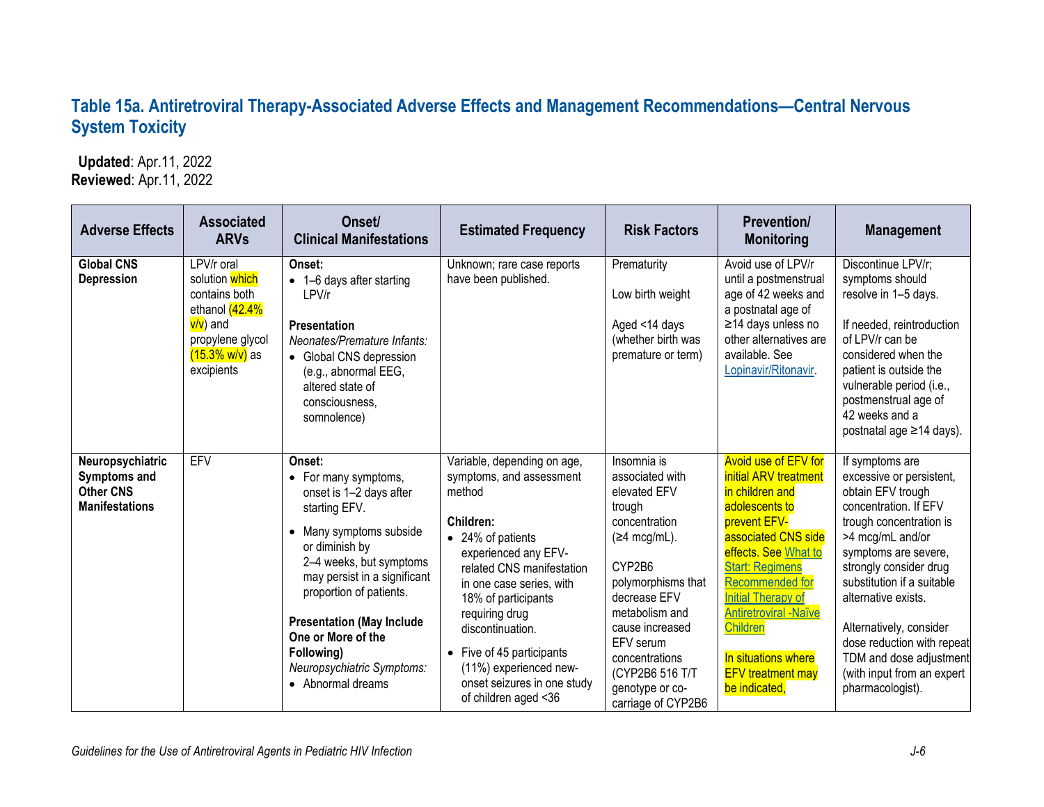# Table 15a. Antiretroviral Therapy-Associated Adverse Effects and Management Recommendations—Central Nervous System Toxicity

**Updated**: Apr.11, 2022
**Reviewed**: Apr.11, 2022

| Adverse Effects | Associated ARVs | Onset/ Clinical Manifestations | Estimated Frequency | Risk Factors | Prevention/ Monitoring | Management |
|---|---|---|---|---|---|---|
| **Global CNS Depression** | LPV/r oral solution which contains both ethanol (42.4% v/v) and propylene glycol (15.3% w/v) as excipients | **Onset:**<br>• 1–6 days after starting LPV/r<br><br>**Presentation**<br>*Neonates/Premature Infants:*<br>• Global CNS depression (e.g., abnormal EEG, altered state of consciousness, somnolence) | Unknown; rare case reports have been published. | Prematurity<br><br>Low birth weight<br><br>Aged <14 days (whether birth was premature or term) | Avoid use of LPV/r until a postmenstrual age of 42 weeks and a postnatal age of ≥14 days unless no other alternatives are available. See Lopinavir/Ritonavir. | Discontinue LPV/r; symptoms should resolve in 1–5 days.<br><br>If needed, reintroduction of LPV/r can be considered when the patient is outside the vulnerable period (i.e., postmenstrual age of 42 weeks and a postnatal age ≥14 days). |
| **Neuropsychiatric Symptoms and Other CNS Manifestations** | EFV | **Onset:**<br>• For many symptoms, onset is 1–2 days after starting EFV.<br>• Many symptoms subside or diminish by 2–4 weeks, but symptoms may persist in a significant proportion of patients.<br><br>**Presentation (May Include One or More of the Following)**<br>*Neuropsychiatric Symptoms:*<br>• Abnormal dreams | Variable, depending on age, symptoms, and assessment method<br><br>**Children:**<br>• 24% of patients experienced any EFV-related CNS manifestation in one case series, with 18% of participants requiring drug discontinuation.<br>• Five of 45 participants (11%) experienced new-onset seizures in one study of children aged <36 | Insomnia is associated with elevated EFV trough concentration (≥4 mcg/mL).<br><br>CYP2B6 polymorphisms that decrease EFV metabolism and cause increased EFV serum concentrations (CYP2B6 516 T/T genotype or co-carriage of CYP2B6 | Avoid use of EFV for initial ARV treatment in children and adolescents to prevent EFV-associated CNS side effects. See What to Start: Regimens Recommended for Initial Therapy of Antiretroviral -Naïve Children<br><br>In situations where EFV treatment may be indicated, | If symptoms are excessive or persistent, obtain EFV trough concentration. If EFV trough concentration is >4 mcg/mL and/or symptoms are severe, strongly consider drug substitution if a suitable alternative exists.<br><br>Alternatively, consider dose reduction with repeat TDM and dose adjustment (with input from an expert pharmacologist). |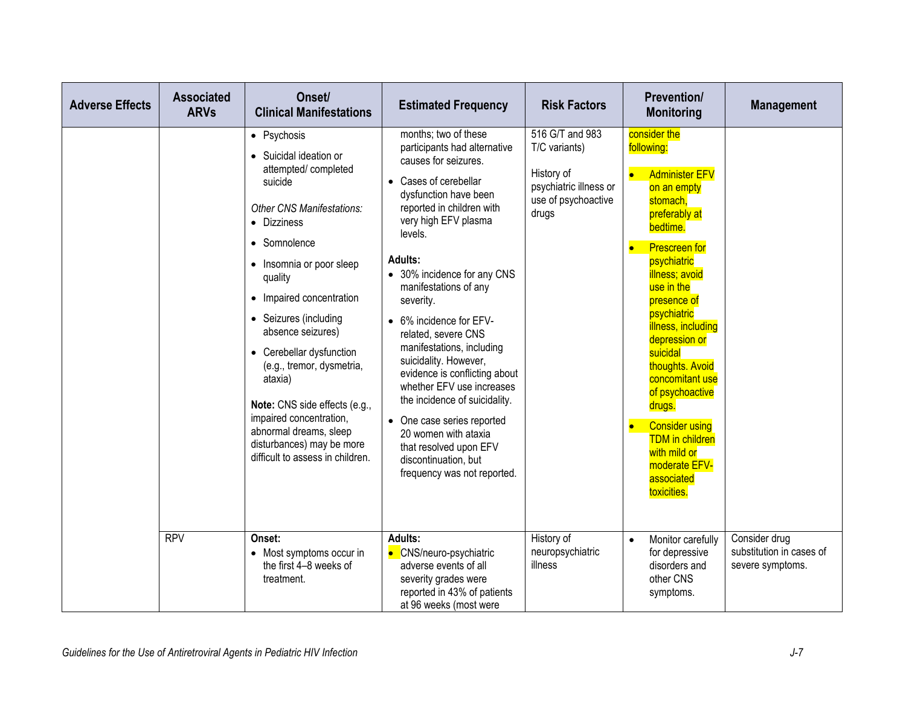| Adverse Effects | Associated ARVs | Onset/ Clinical Manifestations | Estimated Frequency | Risk Factors | Prevention/ Monitoring | Management |
|---|---|---|---|---|---|---|
| | | • Psychosis<br>• Suicidal ideation or attempted/ completed suicide<br><br>*Other CNS Manifestations:*<br>• Dizziness<br>• Somnolence<br>• Insomnia or poor sleep quality<br>• Impaired concentration<br>• Seizures (including absence seizures)<br>• Cerebellar dysfunction (e.g., tremor, dysmetria, ataxia)<br><br>**Note:** CNS side effects (e.g., impaired concentration, abnormal dreams, sleep disturbances) may be more difficult to assess in children. | months; two of these participants had alternative causes for seizures.<br>• Cases of cerebellar dysfunction have been reported in children with very high EFV plasma levels.<br><br>**Adults:**<br>• 30% incidence for any CNS manifestations of any severity.<br>• 6% incidence for EFV-related, severe CNS manifestations, including suicidality. However, evidence is conflicting about whether EFV use increases the incidence of suicidality.<br>• One case series reported 20 women with ataxia that resolved upon EFV discontinuation, but frequency was not reported. | 516 G/T and 983 T/C variants)<br><br>History of psychiatric illness or use of psychoactive drugs | consider the following:<br>• Administer EFV on an empty stomach, preferably at bedtime.<br>• Prescreen for psychiatric illness; avoid use in the presence of psychiatric illness, including depression or suicidal thoughts. Avoid concomitant use of psychoactive drugs.<br>• Consider using TDM in children with mild or moderate EFV-associated toxicities. | |
| | RPV | **Onset:**<br>• Most symptoms occur in the first 4–8 weeks of treatment. | **Adults:**<br>• CNS/neuro-psychiatric adverse events of all severity grades were reported in 43% of patients at 96 weeks (most were | History of neuropsychiatric illness | • Monitor carefully for depressive disorders and other CNS symptoms. | Consider drug substitution in cases of severe symptoms. |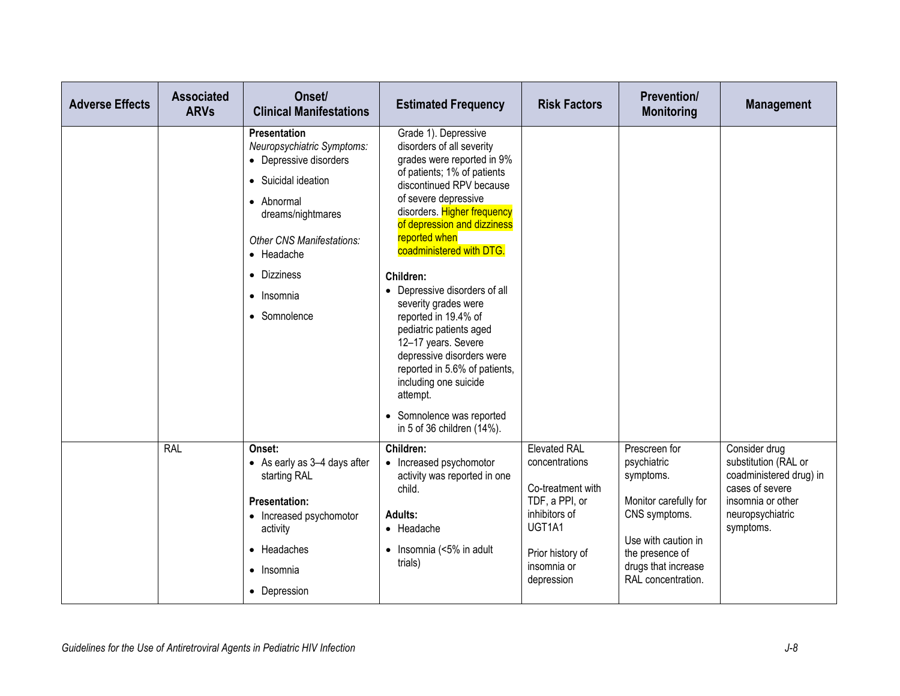| Adverse Effects | Associated ARVs | Onset/ Clinical Manifestations | Estimated Frequency | Risk Factors | Prevention/ Monitoring | Management |
|---|---|---|---|---|---|---|
| | | **Presentation** <br> *Neuropsychiatric Symptoms:* <br> • Depressive disorders <br> • Suicidal ideation <br> • Abnormal dreams/nightmares <br><br> *Other CNS Manifestations:* <br> • Headache <br> • Dizziness <br> • Insomnia <br> • Somnolence | Grade 1). Depressive disorders of all severity grades were reported in 9% of patients; 1% of patients discontinued RPV because of severe depressive disorders. Higher frequency of depression and dizziness reported when coadministered with DTG. <br><br> **Children:** <br> • Depressive disorders of all severity grades were reported in 19.4% of pediatric patients aged 12–17 years. Severe depressive disorders were reported in 5.6% of patients, including one suicide attempt. <br> • Somnolence was reported in 5 of 36 children (14%). | | | |
| | RAL | **Onset:** <br> • As early as 3–4 days after starting RAL <br><br> **Presentation:** <br> • Increased psychomotor activity <br> • Headaches <br> • Insomnia <br> • Depression | **Children:** <br> • Increased psychomotor activity was reported in one child. <br><br> **Adults:** <br> • Headache <br> • Insomnia (<5% in adult trials) | Elevated RAL concentrations <br><br> Co-treatment with TDF, a PPI, or inhibitors of UGT1A1 <br><br> Prior history of insomnia or depression | Prescreen for psychiatric symptoms. <br><br> Monitor carefully for CNS symptoms. <br><br> Use with caution in the presence of drugs that increase RAL concentration. | Consider drug substitution (RAL or coadministered drug) in cases of severe insomnia or other neuropsychiatric symptoms. |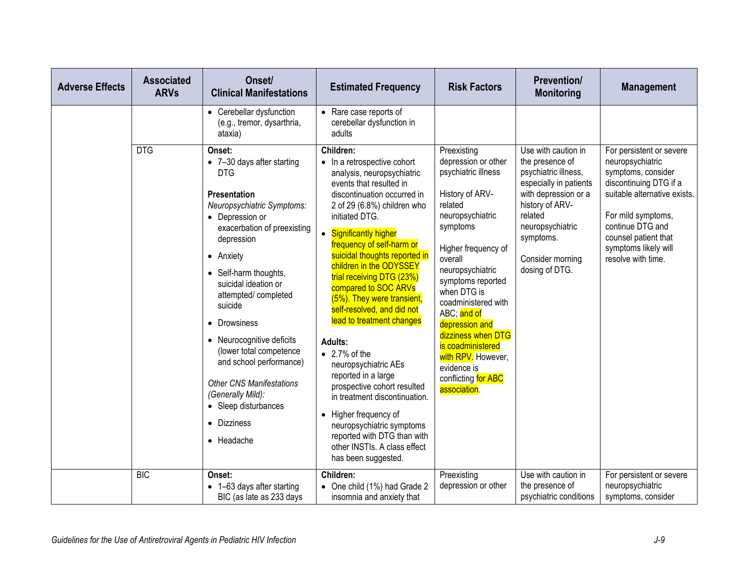| Adverse Effects | Associated ARVs | Onset/ Clinical Manifestations | Estimated Frequency | Risk Factors | Prevention/ Monitoring | Management |
|---|---|---|---|---|---|---|
| | | • Cerebellar dysfunction (e.g., tremor, dysarthria, ataxia) | • Rare case reports of cerebellar dysfunction in adults | | | |
| | DTG | **Onset:**<br>• 7–30 days after starting DTG<br><br>**Presentation**<br>*Neuropsychiatric Symptoms:*<br>• Depression or exacerbation of preexisting depression<br>• Anxiety<br>• Self-harm thoughts, suicidal ideation or attempted/ completed suicide<br>• Drowsiness<br>• Neurocognitive deficits (lower total competence and school performance)<br><br>*Other CNS Manifestations (Generally Mild):*<br>• Sleep disturbances<br>• Dizziness<br>• Headache | **Children:**<br>• In a retrospective cohort analysis, neuropsychiatric events that resulted in discontinuation occurred in 2 of 29 (6.8%) children who initiated DTG.<br>• Significantly higher frequency of self-harm or suicidal thoughts reported in children in the ODYSSEY trial receiving DTG (23%) compared to SOC ARVs (5%). They were transient, self-resolved, and did not lead to treatment changes<br><br>**Adults:**<br>• 2.7% of the neuropsychiatric AEs reported in a large prospective cohort resulted in treatment discontinuation.<br>• Higher frequency of neuropsychiatric symptoms reported with DTG than with other INSTIs. A class effect has been suggested. | Preexisting depression or other psychiatric illness<br><br>History of ARV-related neuropsychiatric symptoms<br><br>Higher frequency of overall neuropsychiatric symptoms reported when DTG is coadministered with ABC; and of depression and dizziness when DTG is coadministered with RPV. However, evidence is conflicting for ABC association. | Use with caution in the presence of psychiatric illness, especially in patients with depression or a history of ARV-related neuropsychiatric symptoms.<br><br>Consider morning dosing of DTG. | For persistent or severe neuropsychiatric symptoms, consider discontinuing DTG if a suitable alternative exists.<br><br>For mild symptoms, continue DTG and counsel patient that symptoms likely will resolve with time. |
| | BIC | **Onset:**<br>• 1–63 days after starting BIC (as late as 233 days | **Children:**<br>• One child (1%) had Grade 2 insomnia and anxiety that | Preexisting depression or other | Use with caution in the presence of psychiatric conditions | For persistent or severe neuropsychiatric symptoms, consider |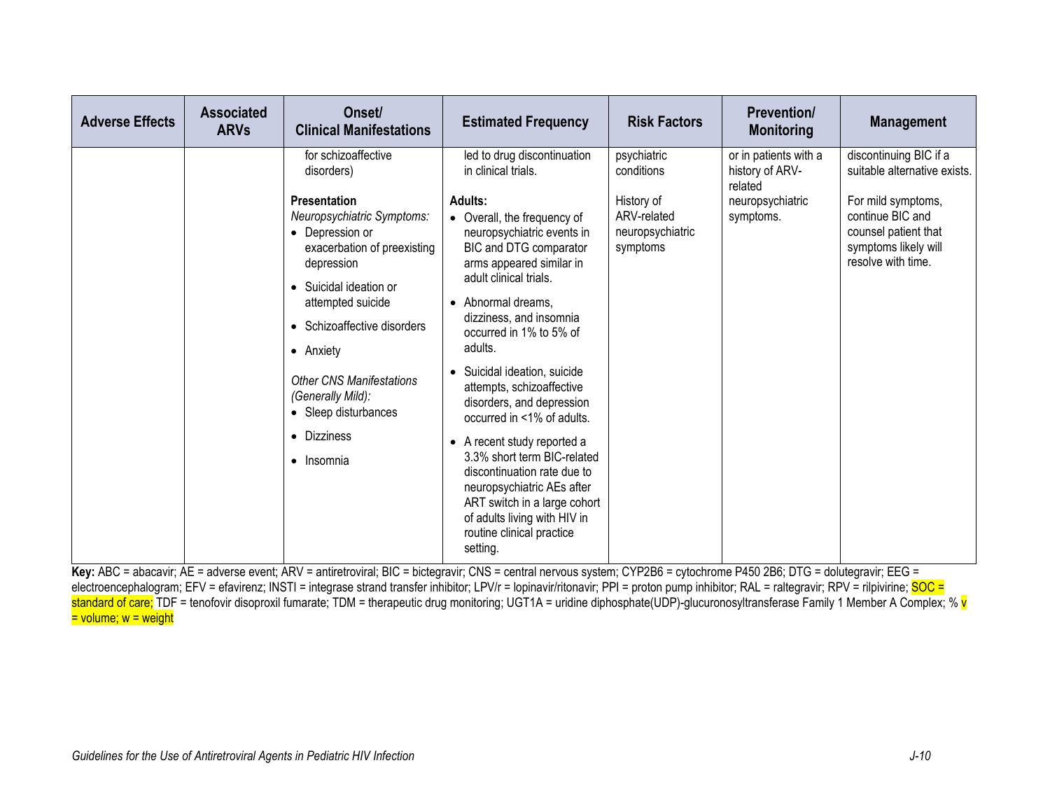| Adverse Effects | Associated ARVs | Onset/ Clinical Manifestations | Estimated Frequency | Risk Factors | Prevention/ Monitoring | Management |
|---|---|---|---|---|---|---|
| | | for schizoaffective disorders)<br><br>**Presentation**<br>*Neuropsychiatric Symptoms:*<br>• Depression or exacerbation of preexisting depression<br>• Suicidal ideation or attempted suicide<br>• Schizoaffective disorders<br>• Anxiety<br><br>*Other CNS Manifestations (Generally Mild):*<br>• Sleep disturbances<br>• Dizziness<br>• Insomnia | led to drug discontinuation in clinical trials.<br><br>**Adults:**<br>• Overall, the frequency of neuropsychiatric events in BIC and DTG comparator arms appeared similar in adult clinical trials.<br>• Abnormal dreams, dizziness, and insomnia occurred in 1% to 5% of adults.<br>• Suicidal ideation, suicide attempts, schizoaffective disorders, and depression occurred in <1% of adults.<br>• A recent study reported a 3.3% short term BIC-related discontinuation rate due to neuropsychiatric AEs after ART switch in a large cohort of adults living with HIV in routine clinical practice setting. | psychiatric conditions<br><br>History of ARV-related neuropsychiatric symptoms | or in patients with a history of ARV-related neuropsychiatric symptoms. | discontinuing BIC if a suitable alternative exists.<br><br>For mild symptoms, continue BIC and counsel patient that symptoms likely will resolve with time. |

**Key:** ABC = abacavir; AE = adverse event; ARV = antiretroviral; BIC = bictegravir; CNS = central nervous system; CYP2B6 = cytochrome P450 2B6; DTG = dolutegravir; EEG = electroencephalogram; EFV = efavirenz; INSTI = integrase strand transfer inhibitor; LPV/r = lopinavir/ritonavir; PPI = proton pump inhibitor; RAL = raltegravir; RPV = rilpivirine; SOC = standard of care; TDF = tenofovir disoproxil fumarate; TDM = therapeutic drug monitoring; UGT1A = uridine diphosphate(UDP)-glucuronosyltransferase Family 1 Member A Complex; % v = volume; w = weight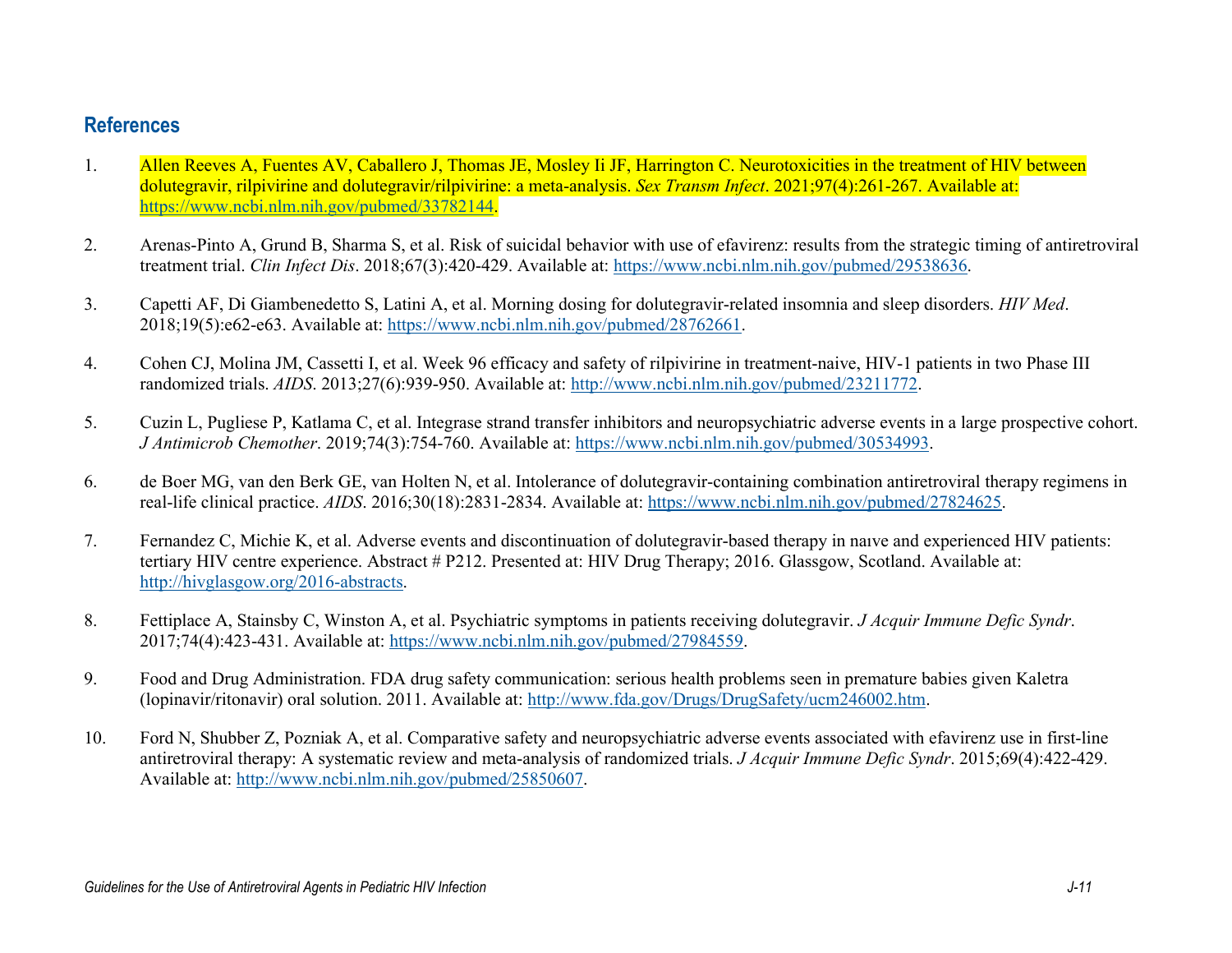## References

1. Allen Reeves A, Fuentes AV, Caballero J, Thomas JE, Mosley Ii JF, Harrington C. Neurotoxicities in the treatment of HIV between dolutegravir, rilpivirine and dolutegravir/rilpivirine: a meta-analysis. *Sex Transm Infect*. 2021;97(4):261-267. Available at: https://www.ncbi.nlm.nih.gov/pubmed/33782144.

2. Arenas-Pinto A, Grund B, Sharma S, et al. Risk of suicidal behavior with use of efavirenz: results from the strategic timing of antiretroviral treatment trial. *Clin Infect Dis*. 2018;67(3):420-429. Available at: https://www.ncbi.nlm.nih.gov/pubmed/29538636.

3. Capetti AF, Di Giambenedetto S, Latini A, et al. Morning dosing for dolutegravir-related insomnia and sleep disorders. *HIV Med*. 2018;19(5):e62-e63. Available at: https://www.ncbi.nlm.nih.gov/pubmed/28762661.

4. Cohen CJ, Molina JM, Cassetti I, et al. Week 96 efficacy and safety of rilpivirine in treatment-naive, HIV-1 patients in two Phase III randomized trials. *AIDS*. 2013;27(6):939-950. Available at: http://www.ncbi.nlm.nih.gov/pubmed/23211772.

5. Cuzin L, Pugliese P, Katlama C, et al. Integrase strand transfer inhibitors and neuropsychiatric adverse events in a large prospective cohort. *J Antimicrob Chemother*. 2019;74(3):754-760. Available at: https://www.ncbi.nlm.nih.gov/pubmed/30534993.

6. de Boer MG, van den Berk GE, van Holten N, et al. Intolerance of dolutegravir-containing combination antiretroviral therapy regimens in real-life clinical practice. *AIDS*. 2016;30(18):2831-2834. Available at: https://www.ncbi.nlm.nih.gov/pubmed/27824625.

7. Fernandez C, Michie K, et al. Adverse events and discontinuation of dolutegravir-based therapy in naıve and experienced HIV patients: tertiary HIV centre experience. Abstract # P212. Presented at: HIV Drug Therapy; 2016. Glassgow, Scotland. Available at: http://hivglasgow.org/2016-abstracts.

8. Fettiplace A, Stainsby C, Winston A, et al. Psychiatric symptoms in patients receiving dolutegravir. *J Acquir Immune Defic Syndr*. 2017;74(4):423-431. Available at: https://www.ncbi.nlm.nih.gov/pubmed/27984559.

9. Food and Drug Administration. FDA drug safety communication: serious health problems seen in premature babies given Kaletra (lopinavir/ritonavir) oral solution. 2011. Available at: http://www.fda.gov/Drugs/DrugSafety/ucm246002.htm.

10. Ford N, Shubber Z, Pozniak A, et al. Comparative safety and neuropsychiatric adverse events associated with efavirenz use in first-line antiretroviral therapy: A systematic review and meta-analysis of randomized trials. *J Acquir Immune Defic Syndr*. 2015;69(4):422-429. Available at: http://www.ncbi.nlm.nih.gov/pubmed/25850607.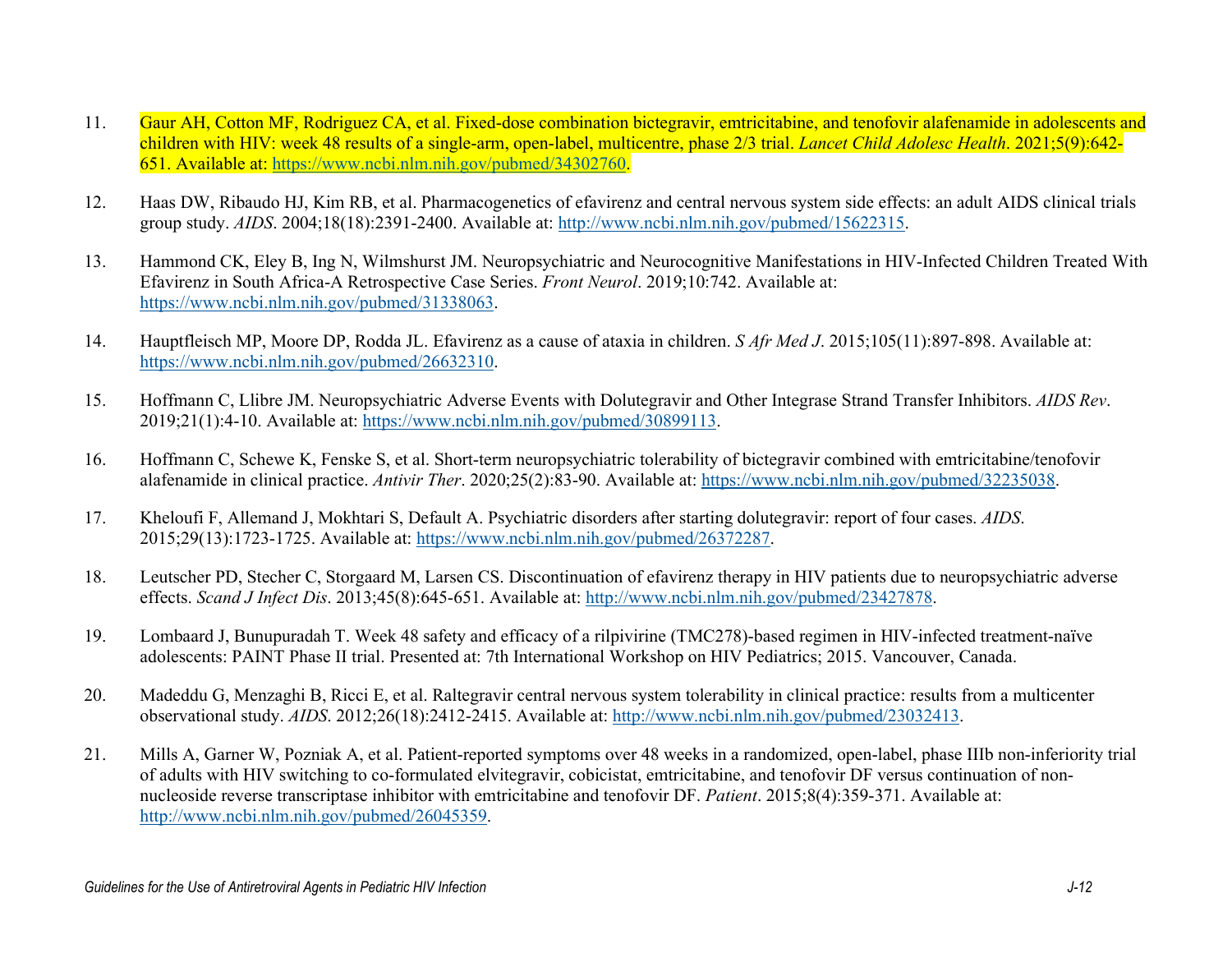11. Gaur AH, Cotton MF, Rodriguez CA, et al. Fixed-dose combination bictegravir, emtricitabine, and tenofovir alafenamide in adolescents and children with HIV: week 48 results of a single-arm, open-label, multicentre, phase 2/3 trial. *Lancet Child Adolesc Health*. 2021;5(9):642-651. Available at: https://www.ncbi.nlm.nih.gov/pubmed/34302760.

12. Haas DW, Ribaudo HJ, Kim RB, et al. Pharmacogenetics of efavirenz and central nervous system side effects: an adult AIDS clinical trials group study. *AIDS*. 2004;18(18):2391-2400. Available at: http://www.ncbi.nlm.nih.gov/pubmed/15622315.

13. Hammond CK, Eley B, Ing N, Wilmshurst JM. Neuropsychiatric and Neurocognitive Manifestations in HIV-Infected Children Treated With Efavirenz in South Africa-A Retrospective Case Series. *Front Neurol*. 2019;10:742. Available at: https://www.ncbi.nlm.nih.gov/pubmed/31338063.

14. Hauptfleisch MP, Moore DP, Rodda JL. Efavirenz as a cause of ataxia in children. *S Afr Med J*. 2015;105(11):897-898. Available at: https://www.ncbi.nlm.nih.gov/pubmed/26632310.

15. Hoffmann C, Llibre JM. Neuropsychiatric Adverse Events with Dolutegravir and Other Integrase Strand Transfer Inhibitors. *AIDS Rev*. 2019;21(1):4-10. Available at: https://www.ncbi.nlm.nih.gov/pubmed/30899113.

16. Hoffmann C, Schewe K, Fenske S, et al. Short-term neuropsychiatric tolerability of bictegravir combined with emtricitabine/tenofovir alafenamide in clinical practice. *Antivir Ther*. 2020;25(2):83-90. Available at: https://www.ncbi.nlm.nih.gov/pubmed/32235038.

17. Kheloufi F, Allemand J, Mokhtari S, Default A. Psychiatric disorders after starting dolutegravir: report of four cases. *AIDS*. 2015;29(13):1723-1725. Available at: https://www.ncbi.nlm.nih.gov/pubmed/26372287.

18. Leutscher PD, Stecher C, Storgaard M, Larsen CS. Discontinuation of efavirenz therapy in HIV patients due to neuropsychiatric adverse effects. *Scand J Infect Dis*. 2013;45(8):645-651. Available at: http://www.ncbi.nlm.nih.gov/pubmed/23427878.

19. Lombaard J, Bunupuradah T. Week 48 safety and efficacy of a rilpivirine (TMC278)-based regimen in HIV-infected treatment-naïve adolescents: PAINT Phase II trial. Presented at: 7th International Workshop on HIV Pediatrics; 2015. Vancouver, Canada.

20. Madeddu G, Menzaghi B, Ricci E, et al. Raltegravir central nervous system tolerability in clinical practice: results from a multicenter observational study. *AIDS*. 2012;26(18):2412-2415. Available at: http://www.ncbi.nlm.nih.gov/pubmed/23032413.

21. Mills A, Garner W, Pozniak A, et al. Patient-reported symptoms over 48 weeks in a randomized, open-label, phase IIIb non-inferiority trial of adults with HIV switching to co-formulated elvitegravir, cobicistat, emtricitabine, and tenofovir DF versus continuation of non-nucleoside reverse transcriptase inhibitor with emtricitabine and tenofovir DF. *Patient*. 2015;8(4):359-371. Available at: http://www.ncbi.nlm.nih.gov/pubmed/26045359.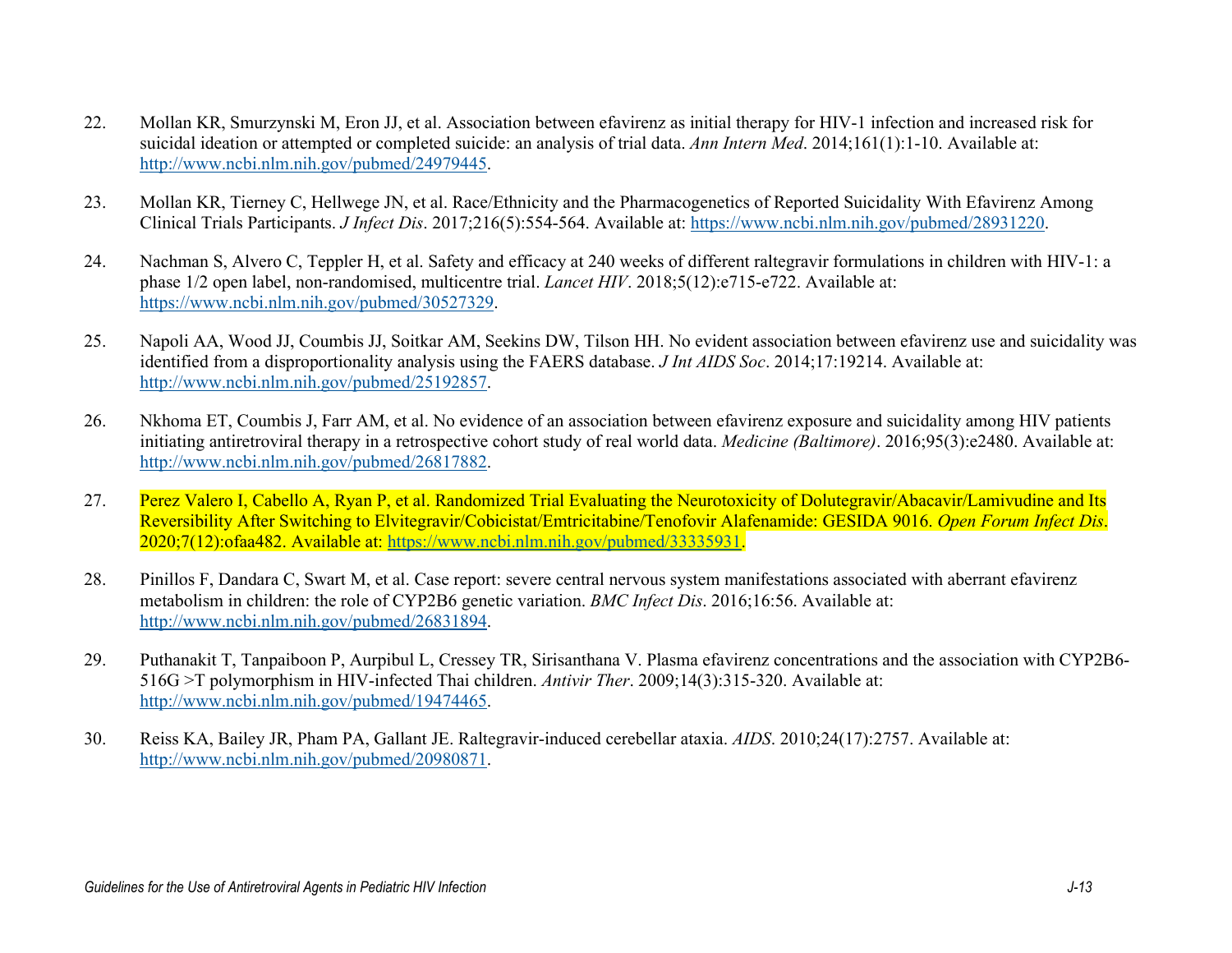22. Mollan KR, Smurzynski M, Eron JJ, et al. Association between efavirenz as initial therapy for HIV-1 infection and increased risk for suicidal ideation or attempted or completed suicide: an analysis of trial data. *Ann Intern Med*. 2014;161(1):1-10. Available at: http://www.ncbi.nlm.nih.gov/pubmed/24979445.

23. Mollan KR, Tierney C, Hellwege JN, et al. Race/Ethnicity and the Pharmacogenetics of Reported Suicidality With Efavirenz Among Clinical Trials Participants. *J Infect Dis*. 2017;216(5):554-564. Available at: https://www.ncbi.nlm.nih.gov/pubmed/28931220.

24. Nachman S, Alvero C, Teppler H, et al. Safety and efficacy at 240 weeks of different raltegravir formulations in children with HIV-1: a phase 1/2 open label, non-randomised, multicentre trial. *Lancet HIV*. 2018;5(12):e715-e722. Available at: https://www.ncbi.nlm.nih.gov/pubmed/30527329.

25. Napoli AA, Wood JJ, Coumbis JJ, Soitkar AM, Seekins DW, Tilson HH. No evident association between efavirenz use and suicidality was identified from a disproportionality analysis using the FAERS database. *J Int AIDS Soc*. 2014;17:19214. Available at: http://www.ncbi.nlm.nih.gov/pubmed/25192857.

26. Nkhoma ET, Coumbis J, Farr AM, et al. No evidence of an association between efavirenz exposure and suicidality among HIV patients initiating antiretroviral therapy in a retrospective cohort study of real world data. *Medicine (Baltimore)*. 2016;95(3):e2480. Available at: http://www.ncbi.nlm.nih.gov/pubmed/26817882.

27. Perez Valero I, Cabello A, Ryan P, et al. Randomized Trial Evaluating the Neurotoxicity of Dolutegravir/Abacavir/Lamivudine and Its Reversibility After Switching to Elvitegravir/Cobicistat/Emtricitabine/Tenofovir Alafenamide: GESIDA 9016. *Open Forum Infect Dis*. 2020;7(12):ofaa482. Available at: https://www.ncbi.nlm.nih.gov/pubmed/33335931.

28. Pinillos F, Dandara C, Swart M, et al. Case report: severe central nervous system manifestations associated with aberrant efavirenz metabolism in children: the role of CYP2B6 genetic variation. *BMC Infect Dis*. 2016;16:56. Available at: http://www.ncbi.nlm.nih.gov/pubmed/26831894.

29. Puthanakit T, Tanpaiboon P, Aurpibul L, Cressey TR, Sirisanthana V. Plasma efavirenz concentrations and the association with CYP2B6-516G >T polymorphism in HIV-infected Thai children. *Antivir Ther*. 2009;14(3):315-320. Available at: http://www.ncbi.nlm.nih.gov/pubmed/19474465.

30. Reiss KA, Bailey JR, Pham PA, Gallant JE. Raltegravir-induced cerebellar ataxia. *AIDS*. 2010;24(17):2757. Available at: http://www.ncbi.nlm.nih.gov/pubmed/20980871.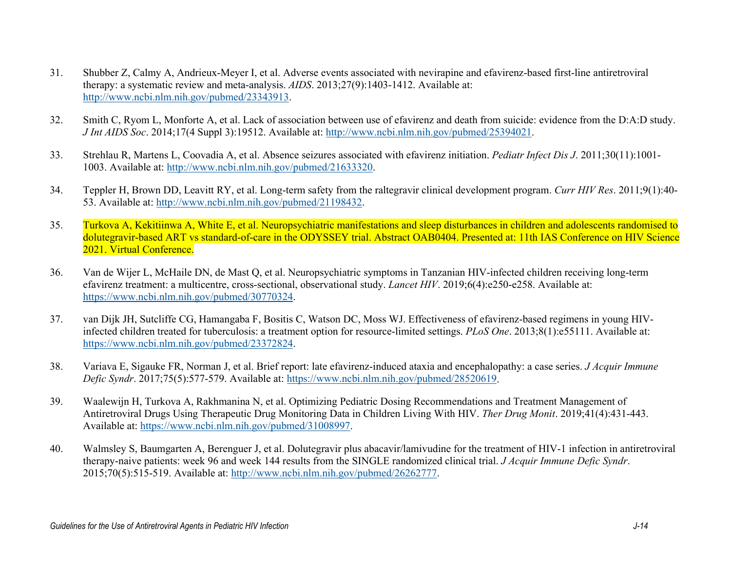31. Shubber Z, Calmy A, Andrieux-Meyer I, et al. Adverse events associated with nevirapine and efavirenz-based first-line antiretroviral therapy: a systematic review and meta-analysis. *AIDS*. 2013;27(9):1403-1412. Available at: http://www.ncbi.nlm.nih.gov/pubmed/23343913.

32. Smith C, Ryom L, Monforte A, et al. Lack of association between use of efavirenz and death from suicide: evidence from the D:A:D study. *J Int AIDS Soc*. 2014;17(4 Suppl 3):19512. Available at: http://www.ncbi.nlm.nih.gov/pubmed/25394021.

33. Strehlau R, Martens L, Coovadia A, et al. Absence seizures associated with efavirenz initiation. *Pediatr Infect Dis J*. 2011;30(11):1001-1003. Available at: http://www.ncbi.nlm.nih.gov/pubmed/21633320.

34. Teppler H, Brown DD, Leavitt RY, et al. Long-term safety from the raltegravir clinical development program. *Curr HIV Res*. 2011;9(1):40-53. Available at: http://www.ncbi.nlm.nih.gov/pubmed/21198432.

35. Turkova A, Kekitiinwa A, White E, et al. Neuropsychiatric manifestations and sleep disturbances in children and adolescents randomised to dolutegravir-based ART vs standard-of-care in the ODYSSEY trial. Abstract OAB0404. Presented at: 11th IAS Conference on HIV Science 2021. Virtual Conference.

36. Van de Wijer L, McHaile DN, de Mast Q, et al. Neuropsychiatric symptoms in Tanzanian HIV-infected children receiving long-term efavirenz treatment: a multicentre, cross-sectional, observational study. *Lancet HIV*. 2019;6(4):e250-e258. Available at: https://www.ncbi.nlm.nih.gov/pubmed/30770324.

37. van Dijk JH, Sutcliffe CG, Hamangaba F, Bositis C, Watson DC, Moss WJ. Effectiveness of efavirenz-based regimens in young HIV-infected children treated for tuberculosis: a treatment option for resource-limited settings. *PLoS One*. 2013;8(1):e55111. Available at: https://www.ncbi.nlm.nih.gov/pubmed/23372824.

38. Variava E, Sigauke FR, Norman J, et al. Brief report: late efavirenz-induced ataxia and encephalopathy: a case series. *J Acquir Immune Defic Syndr*. 2017;75(5):577-579. Available at: https://www.ncbi.nlm.nih.gov/pubmed/28520619.

39. Waalewijn H, Turkova A, Rakhmanina N, et al. Optimizing Pediatric Dosing Recommendations and Treatment Management of Antiretroviral Drugs Using Therapeutic Drug Monitoring Data in Children Living With HIV. *Ther Drug Monit*. 2019;41(4):431-443. Available at: https://www.ncbi.nlm.nih.gov/pubmed/31008997.

40. Walmsley S, Baumgarten A, Berenguer J, et al. Dolutegravir plus abacavir/lamivudine for the treatment of HIV-1 infection in antiretroviral therapy-naive patients: week 96 and week 144 results from the SINGLE randomized clinical trial. *J Acquir Immune Defic Syndr*. 2015;70(5):515-519. Available at: http://www.ncbi.nlm.nih.gov/pubmed/26262777.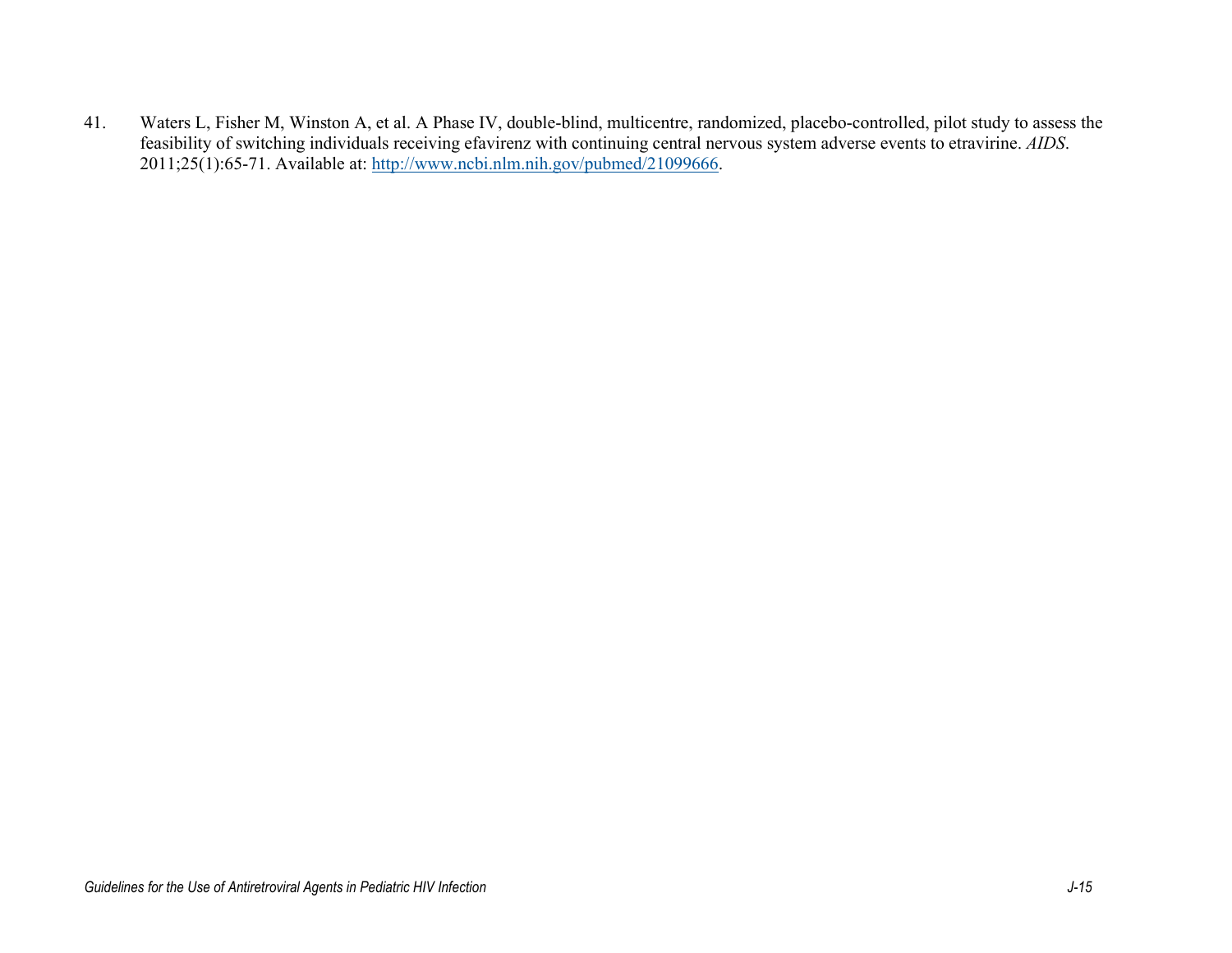41. Waters L, Fisher M, Winston A, et al. A Phase IV, double-blind, multicentre, randomized, placebo-controlled, pilot study to assess the feasibility of switching individuals receiving efavirenz with continuing central nervous system adverse events to etravirine. *AIDS*. 2011;25(1):65-71. Available at: [http://www.ncbi.nlm.nih.gov/pubmed/21099666](http://www.ncbi.nlm.nih.gov/pubmed/21099666).